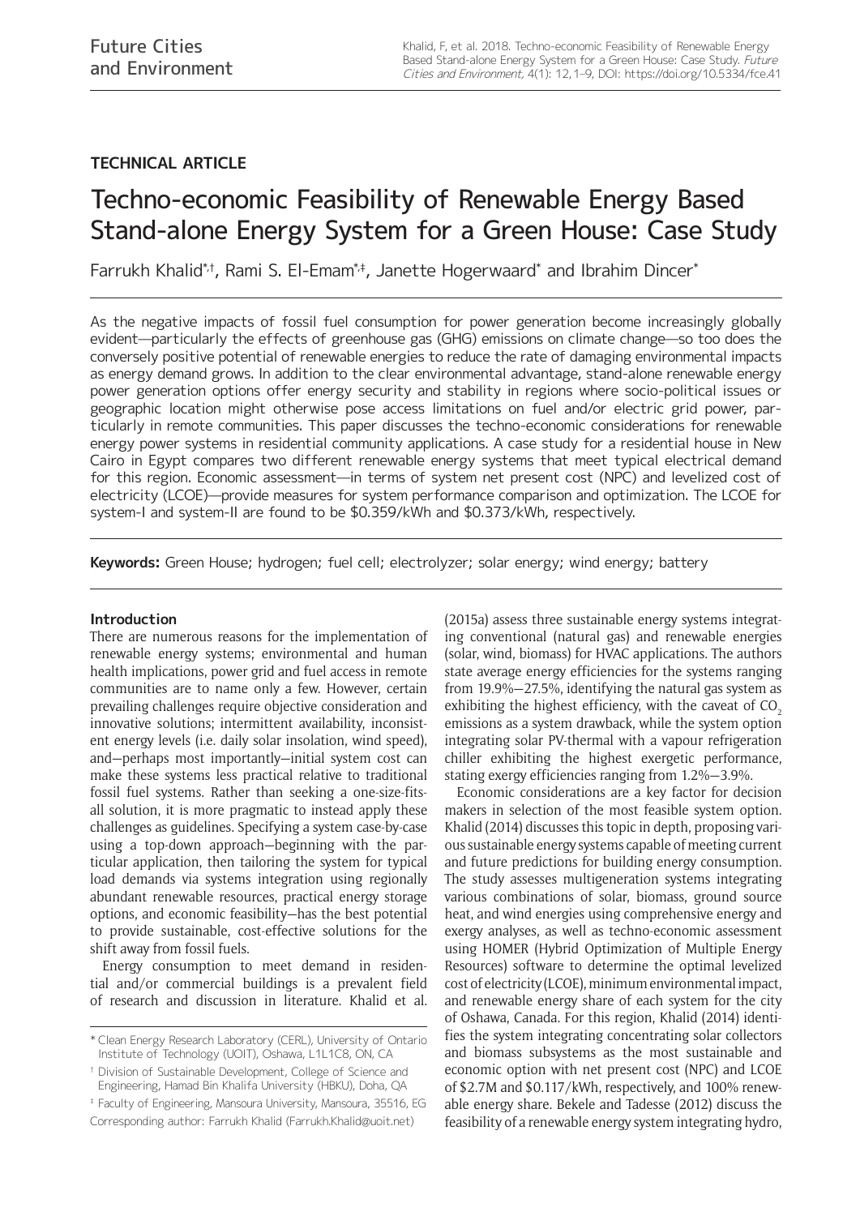**TECHNICAL ARTICLE**

# Techno-economic Feasibility of Renewable Energy Based Stand-alone Energy System for a Green House: Case Study

Farrukh Khalid[*,†], Rami S. El-Emam[*,‡], Janette Hogerwaard[*] and Ibrahim Dincer[*]

As the negative impacts of fossil fuel consumption for power generation become increasingly globally evident—particularly the effects of greenhouse gas (GHG) emissions on climate change—so too does the conversely positive potential of renewable energies to reduce the rate of damaging environmental impacts as energy demand grows. In addition to the clear environmental advantage, stand-alone renewable energy power generation options offer energy security and stability in regions where socio-political issues or geographic location might otherwise pose access limitations on fuel and/or electric grid power, particularly in remote communities. This paper discusses the techno-economic considerations for renewable energy power systems in residential community applications. A case study for a residential house in New Cairo in Egypt compares two different renewable energy systems that meet typical electrical demand for this region. Economic assessment—in terms of system net present cost (NPC) and levelized cost of electricity (LCOE)—provide measures for system performance comparison and optimization. The LCOE for system-I and system-II are found to be \$0.359/kWh and \$0.373/kWh, respectively.

**Keywords:** Green House; hydrogen; fuel cell; electrolyzer; solar energy; wind energy; battery

## Introduction

There are numerous reasons for the implementation of renewable energy systems; environmental and human health implications, power grid and fuel access in remote communities are to name only a few. However, certain prevailing challenges require objective consideration and innovative solutions; intermittent availability, inconsistent energy levels (i.e. daily solar insolation, wind speed), and—perhaps most importantly—initial system cost can make these systems less practical relative to traditional fossil fuel systems. Rather than seeking a one-size-fits-all solution, it is more pragmatic to instead apply these challenges as guidelines. Specifying a system case-by-case using a top-down approach—beginning with the particular application, then tailoring the system for typical load demands via systems integration using regionally abundant renewable resources, practical energy storage options, and economic feasibility—has the best potential to provide sustainable, cost-effective solutions for the shift away from fossil fuels.

Energy consumption to meet demand in residential and/or commercial buildings is a prevalent field of research and discussion in literature. Khalid et al. (2015a) assess three sustainable energy systems integrating conventional (natural gas) and renewable energies (solar, wind, biomass) for HVAC applications. The authors state average energy efficiencies for the systems ranging from 19.9%–27.5%, identifying the natural gas system as exhibiting the highest efficiency, with the caveat of $CO_2$ emissions as a system drawback, while the system option integrating solar PV-thermal with a vapour refrigeration chiller exhibiting the highest exergetic performance, stating exergy efficiencies ranging from 1.2%–3.9%.

Economic considerations are a key factor for decision makers in selection of the most feasible system option. Khalid (2014) discusses this topic in depth, proposing various sustainable energy systems capable of meeting current and future predictions for building energy consumption. The study assesses multigeneration systems integrating various combinations of solar, biomass, ground source heat, and wind energies using comprehensive energy and exergy analyses, as well as techno-economic assessment using HOMER (Hybrid Optimization of Multiple Energy Resources) software to determine the optimal levelized cost of electricity (LCOE), minimum environmental impact, and renewable energy share of each system for the city of Oshawa, Canada. For this region, Khalid (2014) identifies the system integrating concentrating solar collectors and biomass subsystems as the most sustainable and economic option with net present cost (NPC) and LCOE of \$2.7M and \$0.117/kWh, respectively, and 100% renewable energy share. Bekele and Tadesse (2012) discuss the feasibility of a renewable energy system integrating hydro,

[*] Clean Energy Research Laboratory (CERL), University of Ontario Institute of Technology (UOIT), Oshawa, L1L1C8, ON, CA

[†] Division of Sustainable Development, College of Science and Engineering, Hamad Bin Khalifa University (HBKU), Doha, QA

[‡] Faculty of Engineering, Mansoura University, Mansoura, 35516, EG

Corresponding author: Farrukh Khalid (Farrukh.Khalid@uoit.net)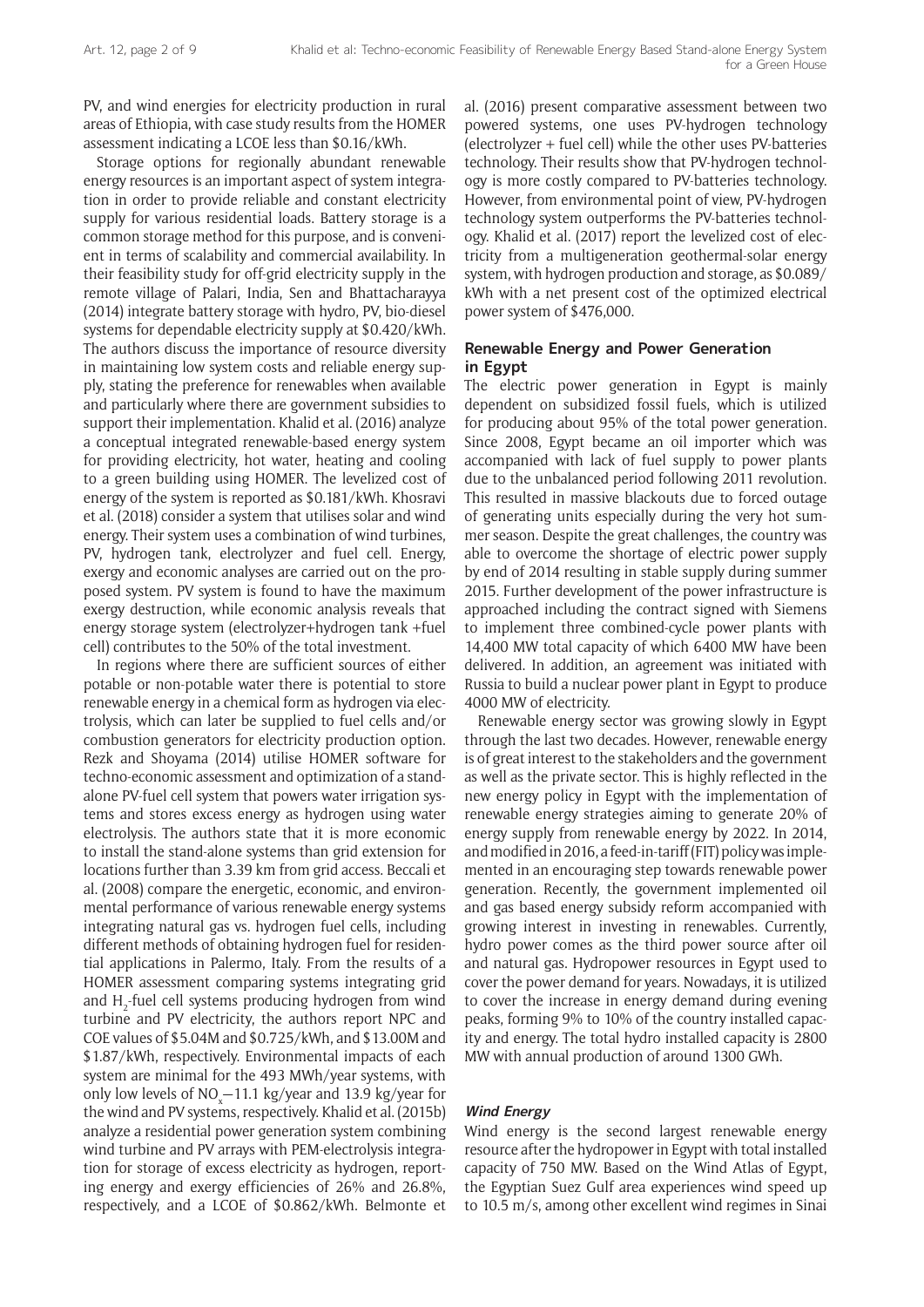PV, and wind energies for electricity production in rural areas of Ethiopia, with case study results from the HOMER assessment indicating a LCOE less than \$0.16/kWh.

Storage options for regionally abundant renewable energy resources is an important aspect of system integration in order to provide reliable and constant electricity supply for various residential loads. Battery storage is a common storage method for this purpose, and is convenient in terms of scalability and commercial availability. In their feasibility study for off-grid electricity supply in the remote village of Palari, India, Sen and Bhattacharayya (2014) integrate battery storage with hydro, PV, bio-diesel systems for dependable electricity supply at \$0.420/kWh. The authors discuss the importance of resource diversity in maintaining low system costs and reliable energy supply, stating the preference for renewables when available and particularly where there are government subsidies to support their implementation. Khalid et al. (2016) analyze a conceptual integrated renewable-based energy system for providing electricity, hot water, heating and cooling to a green building using HOMER. The levelized cost of energy of the system is reported as \$0.181/kWh. Khosravi et al. (2018) consider a system that utilises solar and wind energy. Their system uses a combination of wind turbines, PV, hydrogen tank, electrolyzer and fuel cell. Energy, exergy and economic analyses are carried out on the proposed system. PV system is found to have the maximum exergy destruction, while economic analysis reveals that energy storage system (electrolyzer+hydrogen tank +fuel cell) contributes to the 50% of the total investment.

In regions where there are sufficient sources of either potable or non-potable water there is potential to store renewable energy in a chemical form as hydrogen via electrolysis, which can later be supplied to fuel cells and/or combustion generators for electricity production option. Rezk and Shoyama (2014) utilise HOMER software for techno-economic assessment and optimization of a standalone PV-fuel cell system that powers water irrigation systems and stores excess energy as hydrogen using water electrolysis. The authors state that it is more economic to install the stand-alone systems than grid extension for locations further than 3.39 km from grid access. Beccali et al. (2008) compare the energetic, economic, and environmental performance of various renewable energy systems integrating natural gas vs. hydrogen fuel cells, including different methods of obtaining hydrogen fuel for residential applications in Palermo, Italy. From the results of a HOMER assessment comparing systems integrating grid and $H_2$-fuel cell systems producing hydrogen from wind turbine and PV electricity, the authors report NPC and COE values of \$5.04M and \$0.725/kWh, and \$13.00M and \$1.87/kWh, respectively. Environmental impacts of each system are minimal for the 493 MWh/year systems, with only low levels of $NO_x$—11.1 kg/year and 13.9 kg/year for the wind and PV systems, respectively. Khalid et al. (2015b) analyze a residential power generation system combining wind turbine and PV arrays with PEM-electrolysis integration for storage of excess electricity as hydrogen, reporting energy and exergy efficiencies of 26% and 26.8%, respectively, and a LCOE of \$0.862/kWh. Belmonte et al. (2016) present comparative assessment between two powered systems, one uses PV-hydrogen technology (electrolyzer + fuel cell) while the other uses PV-batteries technology. Their results show that PV-hydrogen technology is more costly compared to PV-batteries technology. However, from environmental point of view, PV-hydrogen technology system outperforms the PV-batteries technology. Khalid et al. (2017) report the levelized cost of electricity from a multigeneration geothermal-solar energy system, with hydrogen production and storage, as \$0.089/kWh with a net present cost of the optimized electrical power system of \$476,000.

## Renewable Energy and Power Generation in Egypt

The electric power generation in Egypt is mainly dependent on subsidized fossil fuels, which is utilized for producing about 95% of the total power generation. Since 2008, Egypt became an oil importer which was accompanied with lack of fuel supply to power plants due to the unbalanced period following 2011 revolution. This resulted in massive blackouts due to forced outage of generating units especially during the very hot summer season. Despite the great challenges, the country was able to overcome the shortage of electric power supply by end of 2014 resulting in stable supply during summer 2015. Further development of the power infrastructure is approached including the contract signed with Siemens to implement three combined-cycle power plants with 14,400 MW total capacity of which 6400 MW have been delivered. In addition, an agreement was initiated with Russia to build a nuclear power plant in Egypt to produce 4000 MW of electricity.

Renewable energy sector was growing slowly in Egypt through the last two decades. However, renewable energy is of great interest to the stakeholders and the government as well as the private sector. This is highly reflected in the new energy policy in Egypt with the implementation of renewable energy strategies aiming to generate 20% of energy supply from renewable energy by 2022. In 2014, and modified in 2016, a feed-in-tariff (FIT) policy was implemented in an encouraging step towards renewable power generation. Recently, the government implemented oil and gas based energy subsidy reform accompanied with growing interest in investing in renewables. Currently, hydro power comes as the third power source after oil and natural gas. Hydropower resources in Egypt used to cover the power demand for years. Nowadays, it is utilized to cover the increase in energy demand during evening peaks, forming 9% to 10% of the country installed capacity and energy. The total hydro installed capacity is 2800 MW with annual production of around 1300 GWh.

### *Wind Energy*

Wind energy is the second largest renewable energy resource after the hydropower in Egypt with total installed capacity of 750 MW. Based on the Wind Atlas of Egypt, the Egyptian Suez Gulf area experiences wind speed up to 10.5 m/s, among other excellent wind regimes in Sinai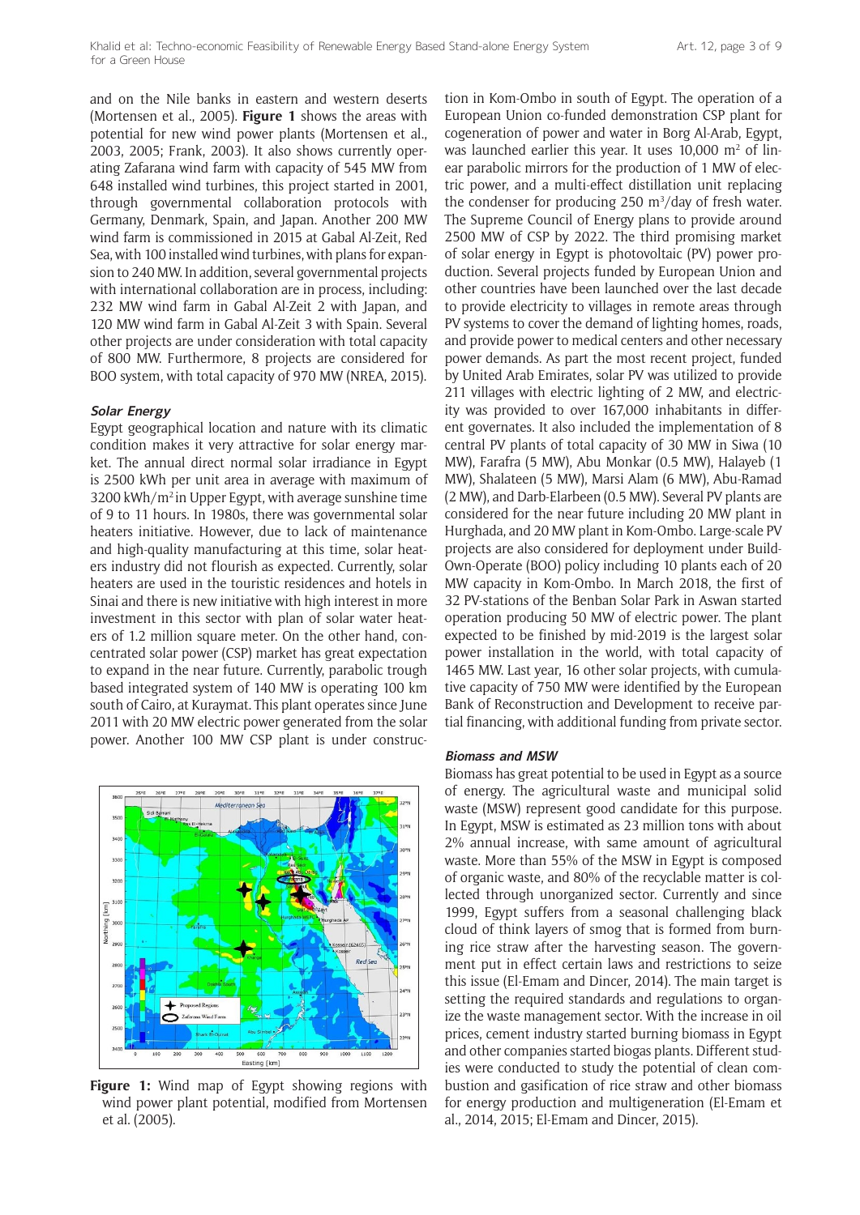and on the Nile banks in eastern and western deserts (Mortensen et al., 2005). **Figure 1** shows the areas with potential for new wind power plants (Mortensen et al., 2003, 2005; Frank, 2003). It also shows currently operating Zafarana wind farm with capacity of 545 MW from 648 installed wind turbines, this project started in 2001, through governmental collaboration protocols with Germany, Denmark, Spain, and Japan. Another 200 MW wind farm is commissioned in 2015 at Gabal Al-Zeit, Red Sea, with 100 installed wind turbines, with plans for expansion to 240 MW. In addition, several governmental projects with international collaboration are in process, including: 232 MW wind farm in Gabal Al-Zeit 2 with Japan, and 120 MW wind farm in Gabal Al-Zeit 3 with Spain. Several other projects are under consideration with total capacity of 800 MW. Furthermore, 8 projects are considered for BOO system, with total capacity of 970 MW (NREA, 2015).

### *Solar Energy*

Egypt geographical location and nature with its climatic condition makes it very attractive for solar energy market. The annual direct normal solar irradiance in Egypt is 2500 kWh per unit area in average with maximum of 3200 kWh/m$^2$ in Upper Egypt, with average sunshine time of 9 to 11 hours. In 1980s, there was governmental solar heaters initiative. However, due to lack of maintenance and high-quality manufacturing at this time, solar heaters industry did not flourish as expected. Currently, solar heaters are used in the touristic residences and hotels in Sinai and there is new initiative with high interest in more investment in this sector with plan of solar water heaters of 1.2 million square meter. On the other hand, concentrated solar power (CSP) market has great expectation to expand in the near future. Currently, parabolic trough based integrated system of 140 MW is operating 100 km south of Cairo, at Kuraymat. This plant operates since June 2011 with 20 MW electric power generated from the solar power. Another 100 MW CSP plant is under construction in Kom-Ombo in south of Egypt. The operation of a European Union co-funded demonstration CSP plant for cogeneration of power and water in Borg Al-Arab, Egypt, was launched earlier this year. It uses 10,000 m$^2$ of linear parabolic mirrors for the production of 1 MW of electric power, and a multi-effect distillation unit replacing the condenser for producing 250 m$^3$/day of fresh water. The Supreme Council of Energy plans to provide around 2500 MW of CSP by 2022. The third promising market of solar energy in Egypt is photovoltaic (PV) power production. Several projects funded by European Union and other countries have been launched over the last decade to provide electricity to villages in remote areas through PV systems to cover the demand of lighting homes, roads, and provide power to medical centers and other necessary power demands. As part the most recent project, funded by United Arab Emirates, solar PV was utilized to provide 211 villages with electric lighting of 2 MW, and electricity was provided to over 167,000 inhabitants in different governates. It also included the implementation of 8 central PV plants of total capacity of 30 MW in Siwa (10 MW), Farafra (5 MW), Abu Monkar (0.5 MW), Halayeb (1 MW), Shalateen (5 MW), Marsi Alam (6 MW), Abu-Ramad (2 MW), and Darb-Elarbeen (0.5 MW). Several PV plants are considered for the near future including 20 MW plant in Hurghada, and 20 MW plant in Kom-Ombo. Large-scale PV projects are also considered for deployment under Build-Own-Operate (BOO) policy including 10 plants each of 20 MW capacity in Kom-Ombo. In March 2018, the first of 32 PV-stations of the Benban Solar Park in Aswan started operation producing 50 MW of electric power. The plant expected to be finished by mid-2019 is the largest solar power installation in the world, with total capacity of 1465 MW. Last year, 16 other solar projects, with cumulative capacity of 750 MW were identified by the European Bank of Reconstruction and Development to receive partial financing, with additional funding from private sector.

**Figure 1:** Wind map of Egypt showing regions with wind power plant potential, modified from Mortensen et al. (2005).

### *Biomass and MSW*

Biomass has great potential to be used in Egypt as a source of energy. The agricultural waste and municipal solid waste (MSW) represent good candidate for this purpose. In Egypt, MSW is estimated as 23 million tons with about 2% annual increase, with same amount of agricultural waste. More than 55% of the MSW in Egypt is composed of organic waste, and 80% of the recyclable matter is collected through unorganized sector. Currently and since 1999, Egypt suffers from a seasonal challenging black cloud of think layers of smog that is formed from burning rice straw after the harvesting season. The government put in effect certain laws and restrictions to seize this issue (El-Emam and Dincer, 2014). The main target is setting the required standards and regulations to organize the waste management sector. With the increase in oil prices, cement industry started burning biomass in Egypt and other companies started biogas plants. Different studies were conducted to study the potential of clean combustion and gasification of rice straw and other biomass for energy production and multigeneration (El-Emam et al., 2014, 2015; El-Emam and Dincer, 2015).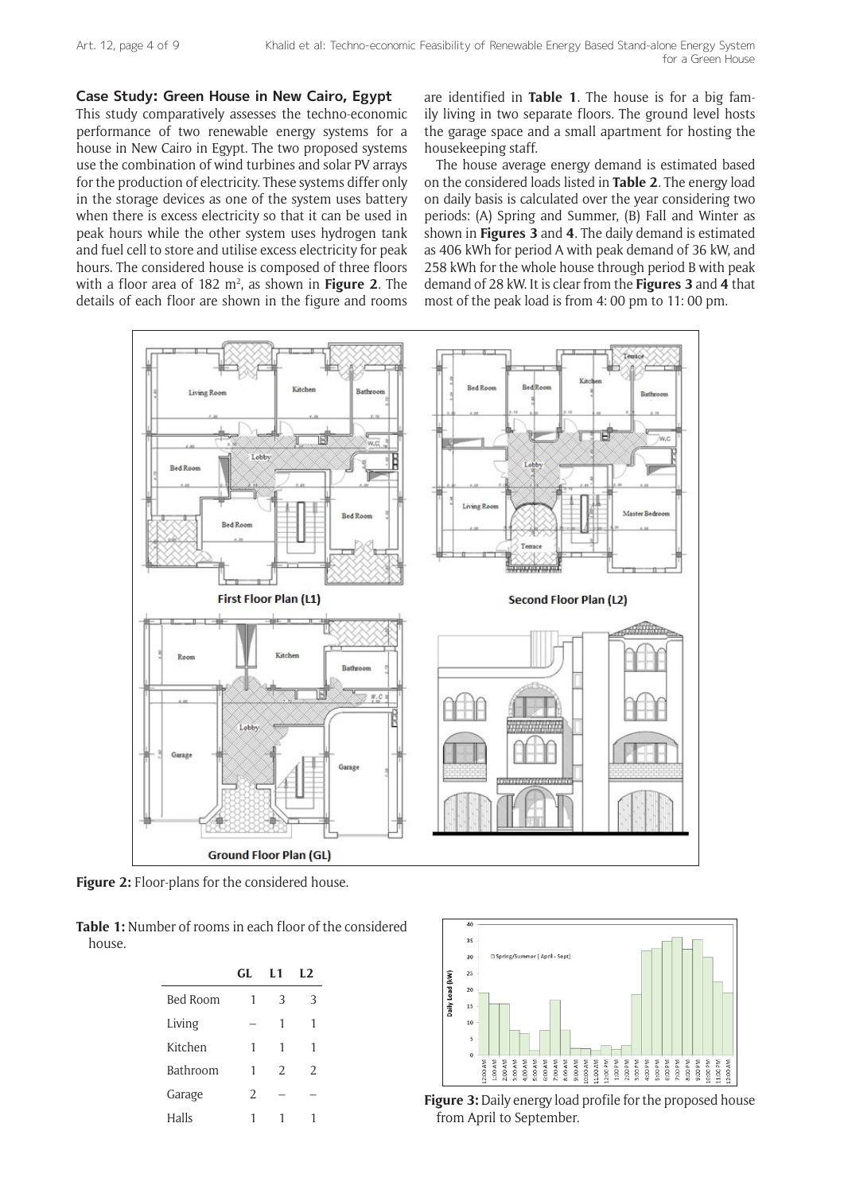### Case Study: Green House in New Cairo, Egypt

This study comparatively assesses the techno-economic performance of two renewable energy systems for a house in New Cairo in Egypt. The two proposed systems use the combination of wind turbines and solar PV arrays for the production of electricity. These systems differ only in the storage devices as one of the system uses battery when there is excess electricity so that it can be used in peak hours while the other system uses hydrogen tank and fuel cell to store and utilise excess electricity for peak hours. The considered house is composed of three floors with a floor area of 182 m$^2$, as shown in **Figure 2**. The details of each floor are shown in the figure and rooms are identified in **Table 1**. The house is for a big family living in two separate floors. The ground level hosts the garage space and a small apartment for hosting the housekeeping staff.

The house average energy demand is estimated based on the considered loads listed in **Table 2**. The energy load on daily basis is calculated over the year considering two periods: (A) Spring and Summer, (B) Fall and Winter as shown in **Figures 3** and **4**. The daily demand is estimated as 406 kWh for period A with peak demand of 36 kW, and 258 kWh for the whole house through period B with peak demand of 28 kW. It is clear from the **Figures 3** and **4** that most of the peak load is from 4: 00 pm to 11: 00 pm.

First Floor Plan (L1)

Second Floor Plan (L2)

Ground Floor Plan (GL)

**Figure 2:** Floor-plans for the considered house.

**Table 1:** Number of rooms in each floor of the considered house.

| | GL | L1 | L2 |
|---|---|---|---|
| Bed Room | 1 | 3 | 3 |
| Living | – | 1 | 1 |
| Kitchen | 1 | 1 | 1 |
| Bathroom | 1 | 2 | 2 |
| Garage | 2 | – | – |
| Halls | 1 | 1 | 1 |

Spring/Summer ( April - Sept)

Daily Load (kW)

**Figure 3:** Daily energy load profile for the proposed house from April to September.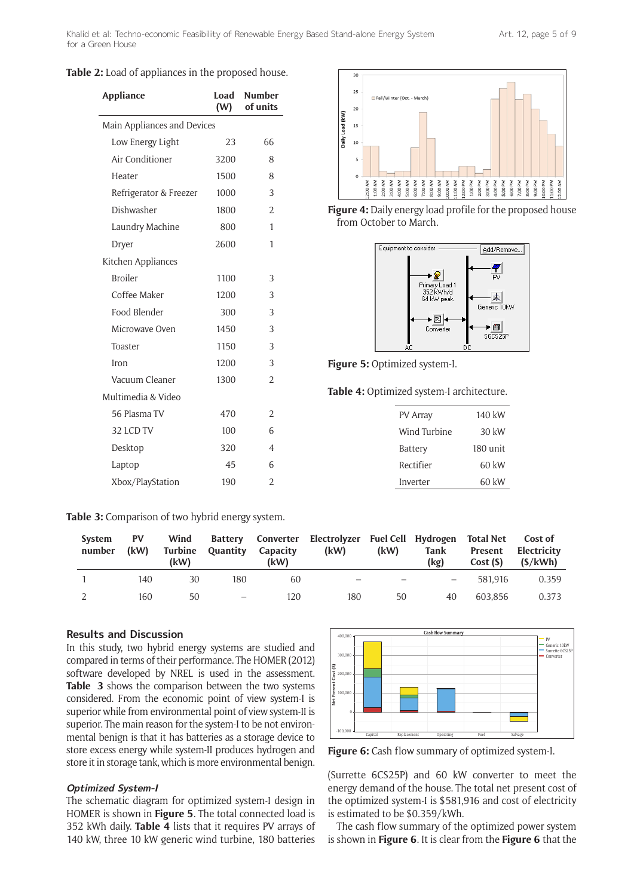**Table 2:** Load of appliances in the proposed house.

| Appliance | Load (W) | Number of units |
|---|---|---|
| Main Appliances and Devices | | |
| Low Energy Light | 23 | 66 |
| Air Conditioner | 3200 | 8 |
| Heater | 1500 | 8 |
| Refrigerator & Freezer | 1000 | 3 |
| Dishwasher | 1800 | 2 |
| Laundry Machine | 800 | 1 |
| Dryer | 2600 | 1 |
| Kitchen Appliances | | |
| Broiler | 1100 | 3 |
| Coffee Maker | 1200 | 3 |
| Food Blender | 300 | 3 |
| Microwave Oven | 1450 | 3 |
| Toaster | 1150 | 3 |
| Iron | 1200 | 3 |
| Vacuum Cleaner | 1300 | 2 |
| Multimedia & Video | | |
| 56 Plasma TV | 470 | 2 |
| 32 LCD TV | 100 | 6 |
| Desktop | 320 | 4 |
| Laptop | 45 | 6 |
| Xbox/PlayStation | 190 | 2 |

**Figure 4:** Daily energy load profile for the proposed house from October to March.

**Figure 5:** Optimized system-I.

**Table 4:** Optimized system-I architecture.

| | |
|---|---|
| PV Array | 140 kW |
| Wind Turbine | 30 kW |
| Battery | 180 unit |
| Rectifier | 60 kW |
| Inverter | 60 kW |

**Table 3:** Comparison of two hybrid energy system.

| System number | PV (kW) | Wind Turbine (kW) | Battery Quantity | Converter Capacity (kW) | Electrolyzer (kW) | Fuel Cell (kW) | Hydrogen Tank (kg) | Total Net Present Cost ($) | Cost of Electricity ($/kWh) |
|---|---|---|---|---|---|---|---|---|---|
| 1 | 140 | 30 | 180 | 60 | – | – | – | 581,916 | 0.359 |
| 2 | 160 | 50 | – | 120 | 180 | 50 | 40 | 603,856 | 0.373 |

## Results and Discussion

In this study, two hybrid energy systems are studied and compared in terms of their performance. The HOMER (2012) software developed by NREL is used in the assessment. **Table 3** shows the comparison between the two systems considered. From the economic point of view system-I is superior while from environmental point of view system-II is superior. The main reason for the system-I to be not environmental benign is that it has batteries as a storage device to store excess energy while system-II produces hydrogen and store it in storage tank, which is more environmental benign.

### *Optimized System-I*

The schematic diagram for optimized system-I design in HOMER is shown in **Figure 5**. The total connected load is 352 kWh daily. **Table 4** lists that it requires PV arrays of 140 kW, three 10 kW generic wind turbine, 180 batteries (Surrette 6CS25P) and 60 kW converter to meet the energy demand of the house. The total net present cost of the optimized system-I is $581,916 and cost of electricity is estimated to be $0.359/kWh.

The cash flow summary of the optimized power system is shown in **Figure 6**. It is clear from the **Figure 6** that the

**Figure 6:** Cash flow summary of optimized system-I.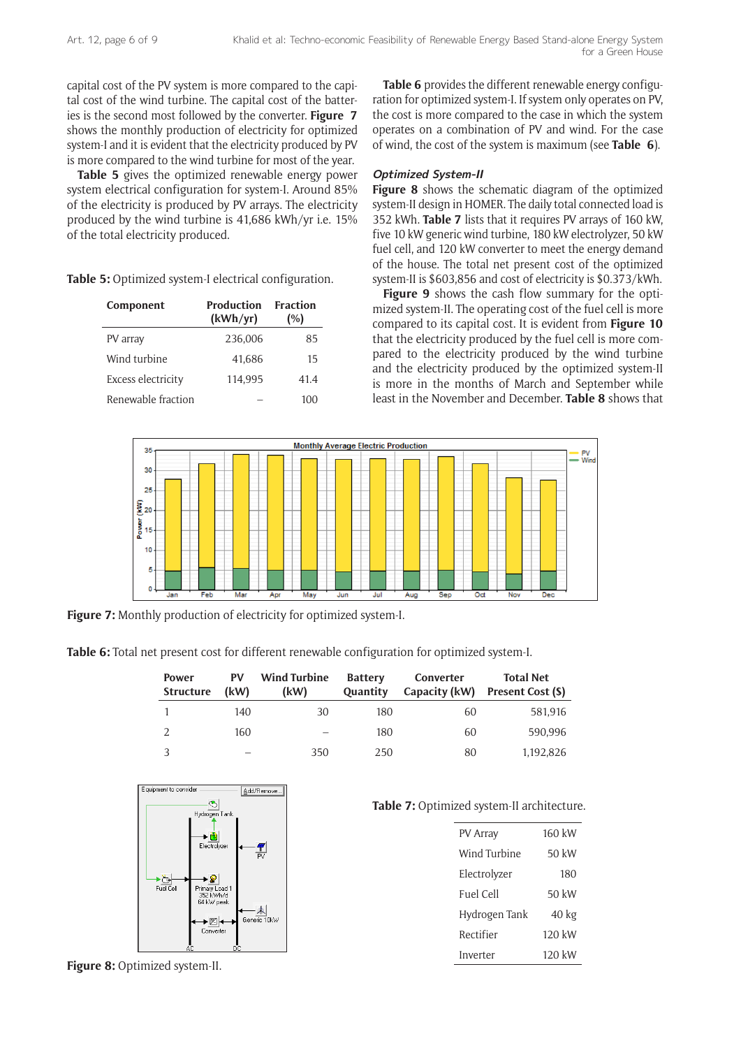capital cost of the PV system is more compared to the capital cost of the wind turbine. The capital cost of the batteries is the second most followed by the converter. **Figure 7** shows the monthly production of electricity for optimized system-I and it is evident that the electricity produced by PV is more compared to the wind turbine for most of the year.

**Table 5** gives the optimized renewable energy power system electrical configuration for system-I. Around 85% of the electricity is produced by PV arrays. The electricity produced by the wind turbine is 41,686 kWh/yr i.e. 15% of the total electricity produced.

**Table 5:** Optimized system-I electrical configuration.

| Component | Production (kWh/yr) | Fraction (%) |
|---|---|---|
| PV array | 236,006 | 85 |
| Wind turbine | 41,686 | 15 |
| Excess electricity | 114,995 | 41.4 |
| Renewable fraction | – | 100 |

**Table 6** provides the different renewable energy configuration for optimized system-I. If system only operates on PV, the cost is more compared to the case in which the system operates on a combination of PV and wind. For the case of wind, the cost of the system is maximum (see **Table 6**).

### *Optimized System-II*

**Figure 8** shows the schematic diagram of the optimized system-II design in HOMER. The daily total connected load is 352 kWh. **Table 7** lists that it requires PV arrays of 160 kW, five 10 kW generic wind turbine, 180 kW electrolyzer, 50 kW fuel cell, and 120 kW converter to meet the energy demand of the house. The total net present cost of the optimized system-II is $603,856 and cost of electricity is $0.373/kWh.

**Figure 9** shows the cash flow summary for the optimized system-II. The operating cost of the fuel cell is more compared to its capital cost. It is evident from **Figure 10** that the electricity produced by the fuel cell is more compared to the electricity produced by the wind turbine and the electricity produced by the optimized system-II is more in the months of March and September while least in the November and December. **Table 8** shows that

**Figure 7:** Monthly production of electricity for optimized system-I.

**Table 6:** Total net present cost for different renewable configuration for optimized system-I.

| Power Structure | PV (kW) | Wind Turbine (kW) | Battery Quantity | Converter Capacity (kW) | Total Net Present Cost ($) |
|---|---|---|---|---|---|
| 1 | 140 | 30 | 180 | 60 | 581,916 |
| 2 | 160 | – | 180 | 60 | 590,996 |
| 3 | – | 350 | 250 | 80 | 1,192,826 |

**Figure 8:** Optimized system-II.

**Table 7:** Optimized system-II architecture.

| | |
|---|---|
| PV Array | 160 kW |
| Wind Turbine | 50 kW |
| Electrolyzer | 180 |
| Fuel Cell | 50 kW |
| Hydrogen Tank | 40 kg |
| Rectifier | 120 kW |
| Inverter | 120 kW |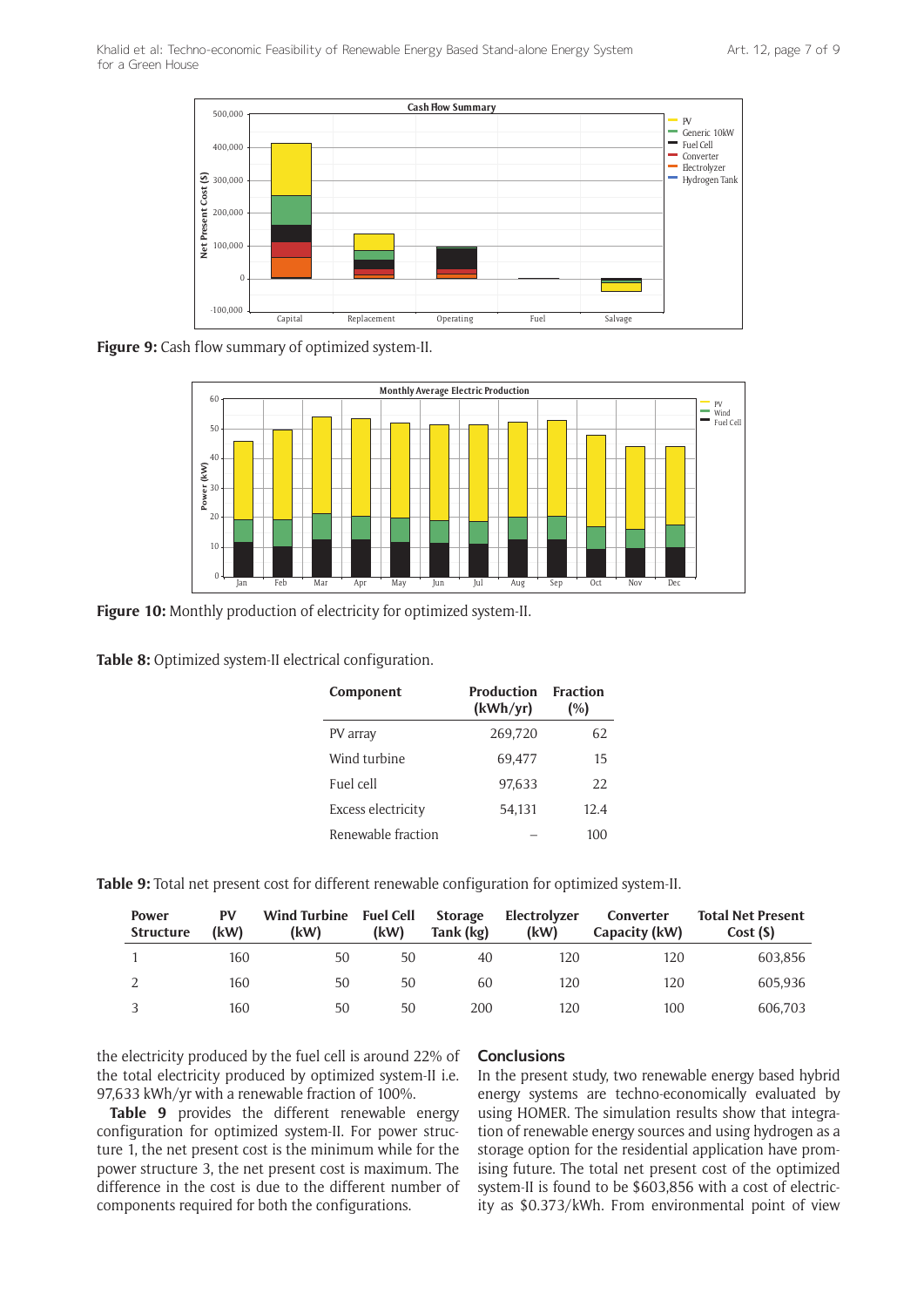Cash Flow Summary

Net Present Cost ($)

500,000
400,000
300,000
200,000
100,000
0
-100,000

Capital
Replacement
Operating
Fuel
Salvage

PV
Generic 10kW
Fuel Cell
Converter
Electrolyzer
Hydrogen Tank

**Figure 9:** Cash flow summary of optimized system-II.

Monthly Average Electric Production

Power (kW)

60
50
40
30
20
10
0

Jan
Feb
Mar
Apr
May
Jun
Jul
Aug
Sep
Oct
Nov
Dec

PV
Wind
Fuel Cell

**Figure 10:** Monthly production of electricity for optimized system-II.

**Table 8:** Optimized system-II electrical configuration.

| Component | Production (kWh/yr) | Fraction (%) |
|---|---|---|
| PV array | 269,720 | 62 |
| Wind turbine | 69,477 | 15 |
| Fuel cell | 97,633 | 22 |
| Excess electricity | 54,131 | 12.4 |
| Renewable fraction | – | 100 |

**Table 9:** Total net present cost for different renewable configuration for optimized system-II.

| Power Structure | PV (kW) | Wind Turbine (kW) | Fuel Cell (kW) | Storage Tank (kg) | Electrolyzer (kW) | Converter Capacity (kW) | Total Net Present Cost ($) |
|---|---|---|---|---|---|---|---|
| 1 | 160 | 50 | 50 | 40 | 120 | 120 | 603,856 |
| 2 | 160 | 50 | 50 | 60 | 120 | 120 | 605,936 |
| 3 | 160 | 50 | 50 | 200 | 120 | 100 | 606,703 |

the electricity produced by the fuel cell is around 22% of the total electricity produced by optimized system-II i.e. 97,633 kWh/yr with a renewable fraction of 100%.

**Table 9** provides the different renewable energy configuration for optimized system-II. For power structure 1, the net present cost is the minimum while for the power structure 3, the net present cost is maximum. The difference in the cost is due to the different number of components required for both the configurations.

## Conclusions

In the present study, two renewable energy based hybrid energy systems are techno-economically evaluated by using HOMER. The simulation results show that integration of renewable energy sources and using hydrogen as a storage option for the residential application have promising future. The total net present cost of the optimized system-II is found to be $603,856 with a cost of electricity as $0.373/kWh. From environmental point of view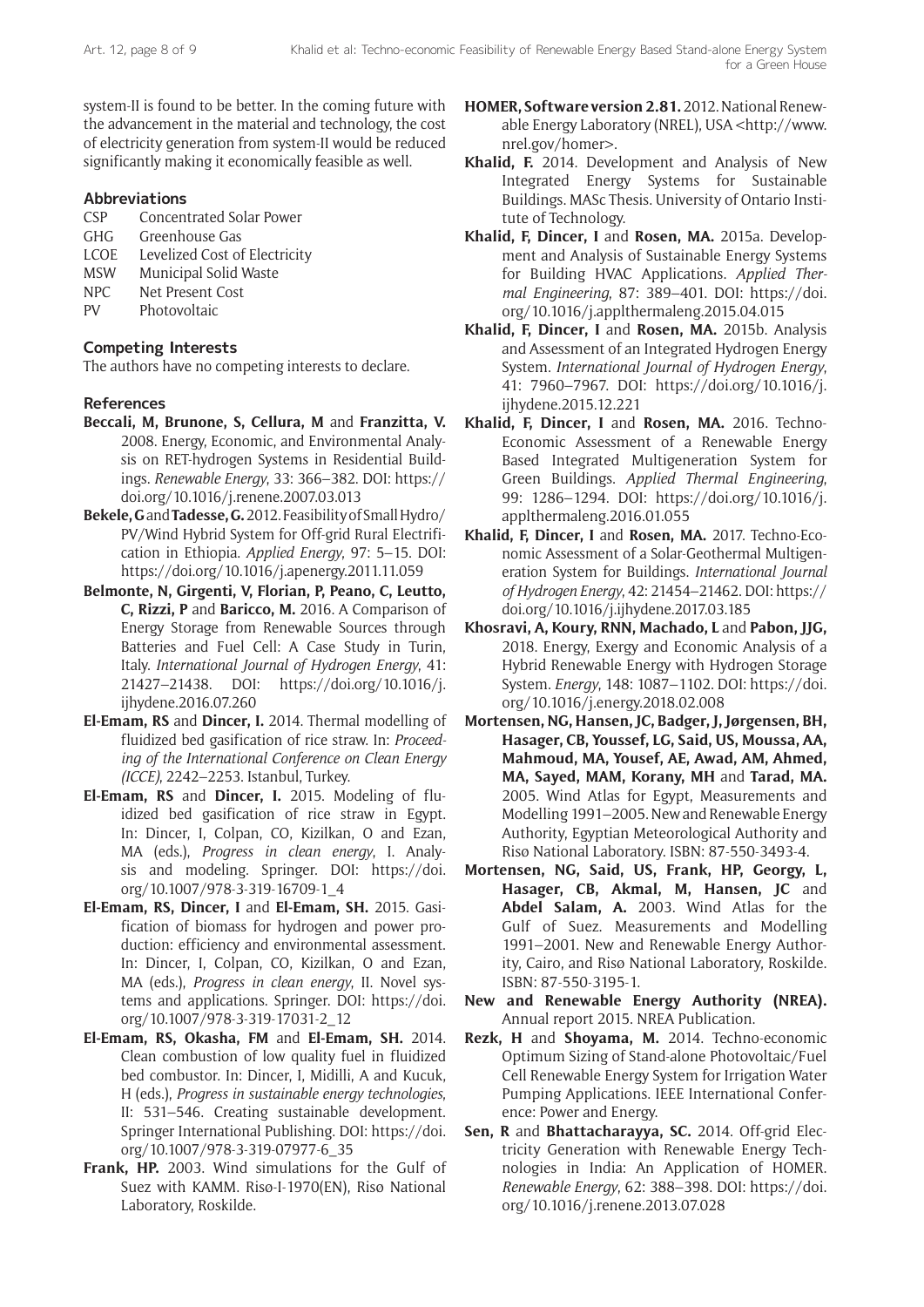system-II is found to be better. In the coming future with the advancement in the material and technology, the cost of electricity generation from system-II would be reduced significantly making it economically feasible as well.

## Abbreviations

CSP Concentrated Solar Power
GHG Greenhouse Gas
LCOE Levelized Cost of Electricity
MSW Municipal Solid Waste
NPC Net Present Cost
PV Photovoltaic

## Competing Interests

The authors have no competing interests to declare.

## References

**Beccali, M, Brunone, S, Cellura, M** and **Franzitta, V.** 2008. Energy, Economic, and Environmental Analysis on RET-hydrogen Systems in Residential Buildings. *Renewable Energy*, 33: 366–382. DOI: https://doi.org/10.1016/j.renene.2007.03.013

**Bekele, G** and **Tadesse, G.** 2012. Feasibility of Small Hydro/PV/Wind Hybrid System for Off-grid Rural Electrification in Ethiopia. *Applied Energy*, 97: 5–15. DOI: https://doi.org/10.1016/j.apenergy.2011.11.059

**Belmonte, N, Girgenti, V, Florian, P, Peano, C, Leutto, C, Rizzi, P** and **Baricco, M.** 2016. A Comparison of Energy Storage from Renewable Sources through Batteries and Fuel Cell: A Case Study in Turin, Italy. *International Journal of Hydrogen Energy*, 41: 21427–21438. DOI: https://doi.org/10.1016/j.ijhydene.2016.07.260

**El-Emam, RS** and **Dincer, I.** 2014. Thermal modelling of fluidized bed gasification of rice straw. In: *Proceeding of the International Conference on Clean Energy (ICCE)*, 2242–2253. Istanbul, Turkey.

**El-Emam, RS** and **Dincer, I.** 2015. Modeling of fluidized bed gasification of rice straw in Egypt. In: Dincer, I, Colpan, CO, Kizilkan, O and Ezan, MA (eds.), *Progress in clean energy*, I. Analysis and modeling. Springer. DOI: https://doi.org/10.1007/978-3-319-16709-1_4

**El-Emam, RS, Dincer, I** and **El-Emam, SH.** 2015. Gasification of biomass for hydrogen and power production: efficiency and environmental assessment. In: Dincer, I, Colpan, CO, Kizilkan, O and Ezan, MA (eds.), *Progress in clean energy*, II. Novel systems and applications. Springer. DOI: https://doi.org/10.1007/978-3-319-17031-2_12

**El-Emam, RS, Okasha, FM** and **El-Emam, SH.** 2014. Clean combustion of low quality fuel in fluidized bed combustor. In: Dincer, I, Midilli, A and Kucuk, H (eds.), *Progress in sustainable energy technologies*, II: 531–546. Creating sustainable development. Springer International Publishing. DOI: https://doi.org/10.1007/978-3-319-07977-6_35

**Frank, HP.** 2003. Wind simulations for the Gulf of Suez with KAMM. Risø-I-1970(EN), Risø National Laboratory, Roskilde.

**HOMER, Software version 2.81.** 2012. National Renewable Energy Laboratory (NREL), USA <http://www.nrel.gov/homer>.

**Khalid, F.** 2014. Development and Analysis of New Integrated Energy Systems for Sustainable Buildings. MASc Thesis. University of Ontario Institute of Technology.

**Khalid, F, Dincer, I** and **Rosen, MA.** 2015a. Development and Analysis of Sustainable Energy Systems for Building HVAC Applications. *Applied Thermal Engineering*, 87: 389–401. DOI: https://doi.org/10.1016/j.applthermaleng.2015.04.015

**Khalid, F, Dincer, I** and **Rosen, MA.** 2015b. Analysis and Assessment of an Integrated Hydrogen Energy System. *International Journal of Hydrogen Energy*, 41: 7960–7967. DOI: https://doi.org/10.1016/j.ijhydene.2015.12.221

**Khalid, F, Dincer, I** and **Rosen, MA.** 2016. Techno-Economic Assessment of a Renewable Energy Based Integrated Multigeneration System for Green Buildings. *Applied Thermal Engineering*, 99: 1286–1294. DOI: https://doi.org/10.1016/j.applthermaleng.2016.01.055

**Khalid, F, Dincer, I** and **Rosen, MA.** 2017. Techno-Economic Assessment of a Solar-Geothermal Multigeneration System for Buildings. *International Journal of Hydrogen Energy*, 42: 21454–21462. DOI: https://doi.org/10.1016/j.ijhydene.2017.03.185

**Khosravi, A, Koury, RNN, Machado, L** and **Pabon, JJG,** 2018. Energy, Exergy and Economic Analysis of a Hybrid Renewable Energy with Hydrogen Storage System. *Energy*, 148: 1087–1102. DOI: https://doi.org/10.1016/j.energy.2018.02.008

**Mortensen, NG, Hansen, JC, Badger, J, Jørgensen, BH, Hasager, CB, Youssef, LG, Said, US, Moussa, AA, Mahmoud, MA, Yousef, AE, Awad, AM, Ahmed, MA, Sayed, MAM, Korany, MH** and **Tarad, MA.** 2005. Wind Atlas for Egypt, Measurements and Modelling 1991–2005. New and Renewable Energy Authority, Egyptian Meteorological Authority and Risø National Laboratory. ISBN: 87-550-3493-4.

**Mortensen, NG, Said, US, Frank, HP, Georgy, L, Hasager, CB, Akmal, M, Hansen, JC** and **Abdel Salam, A.** 2003. Wind Atlas for the Gulf of Suez. Measurements and Modelling 1991–2001. New and Renewable Energy Authority, Cairo, and Risø National Laboratory, Roskilde. ISBN: 87-550-3195-1.

**New and Renewable Energy Authority (NREA).** Annual report 2015. NREA Publication.

**Rezk, H** and **Shoyama, M.** 2014. Techno-economic Optimum Sizing of Stand-alone Photovoltaic/Fuel Cell Renewable Energy System for Irrigation Water Pumping Applications. IEEE International Conference: Power and Energy.

**Sen, R** and **Bhattacharayya, SC.** 2014. Off-grid Electricity Generation with Renewable Energy Technologies in India: An Application of HOMER. *Renewable Energy*, 62: 388–398. DOI: https://doi.org/10.1016/j.renene.2013.07.028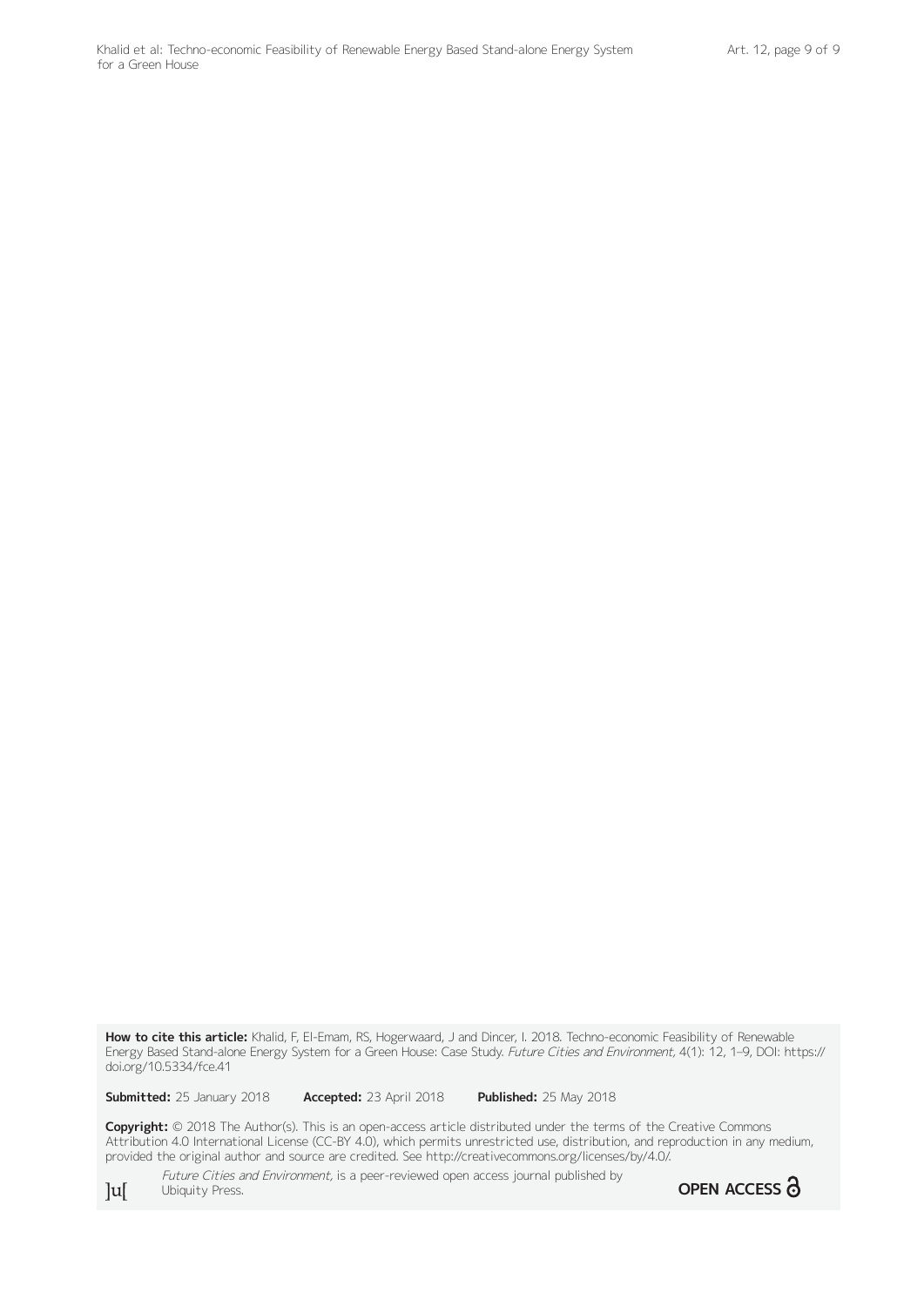**How to cite this article:** Khalid, F, El-Emam, RS, Hogerwaard, J and Dincer, I. 2018. Techno-economic Feasibility of Renewable Energy Based Stand-alone Energy System for a Green House: Case Study. *Future Cities and Environment,* 4(1): 12, 1–9, DOI: https://doi.org/10.5334/fce.41

**Submitted:** 25 January 2018 **Accepted:** 23 April 2018 **Published:** 25 May 2018

**Copyright:** © 2018 The Author(s). This is an open-access article distributed under the terms of the Creative Commons Attribution 4.0 International License (CC-BY 4.0), which permits unrestricted use, distribution, and reproduction in any medium, provided the original author and source are credited. See http://creativecommons.org/licenses/by/4.0/.

*Future Cities and Environment,* is a peer-reviewed open access journal published by Ubiquity Press.

OPEN ACCESS